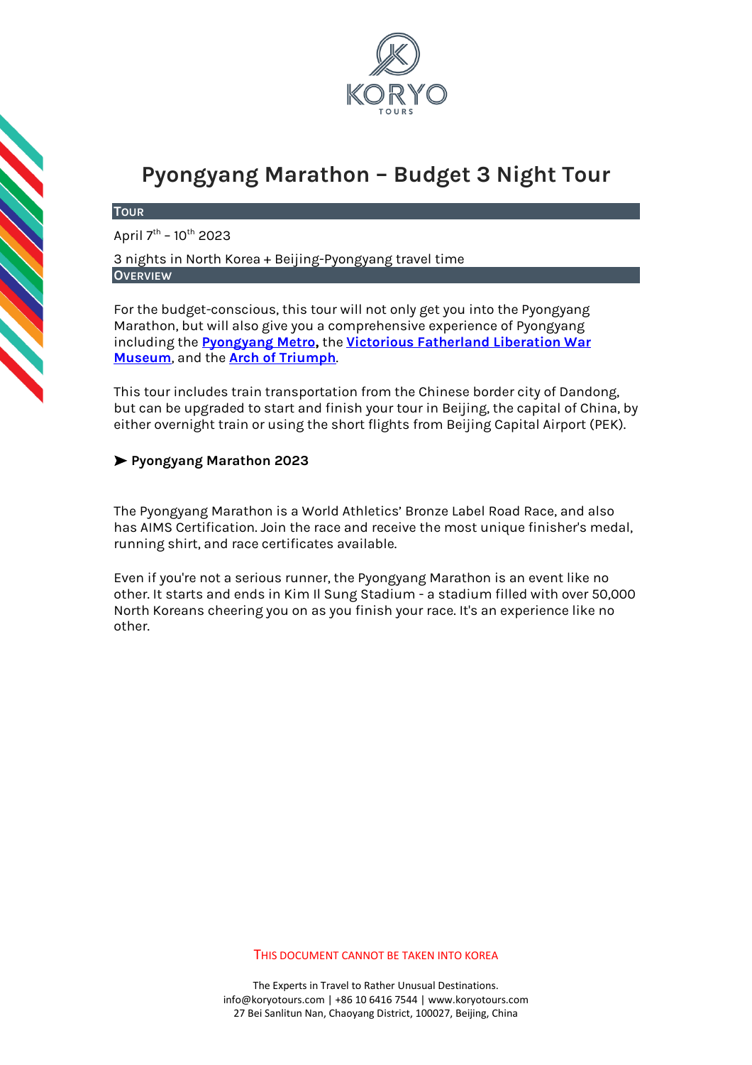# Pyongyang Marathon – Budget 3 Night Tour

## Tour

April 7th – 10th 2023

3 nights in North Korea + Beijing-Pyongyang travel time

## Overview

For the budget-conscious, this tour will not only get you into the Pyongyang Marathon, but will also give you a comprehensive experience of Pyongyang including the **Pyongyang Metro**, the **Victorious Fatherland Liberation War Museum**, and the **Arch of Triumph**.

This tour includes train transportation from the Chinese border city of Dandong, but can be upgraded to start and finish your tour in Beijing, the capital of China, by either overnight train or using the short flights from Beijing Capital Airport (PEK).

### ➤ Pyongyang Marathon 2023

The Pyongyang Marathon is a World Athletics' Bronze Label Road Race, and also has AIMS Certification. Join the race and receive the most unique finisher's medal, running shirt, and race certificates available.

Even if you're not a serious runner, the Pyongyang Marathon is an event like no other. It starts and ends in Kim Il Sung Stadium - a stadium filled with over 50,000 North Koreans cheering you on as you finish your race. It's an experience like no other.

THIS DOCUMENT CANNOT BE TAKEN INTO KOREA

The Experts in Travel to Rather Unusual Destinations.
info@koryotours.com | +86 10 6416 7544 | www.koryotours.com
27 Bei Sanlitun Nan, Chaoyang District, 100027, Beijing, China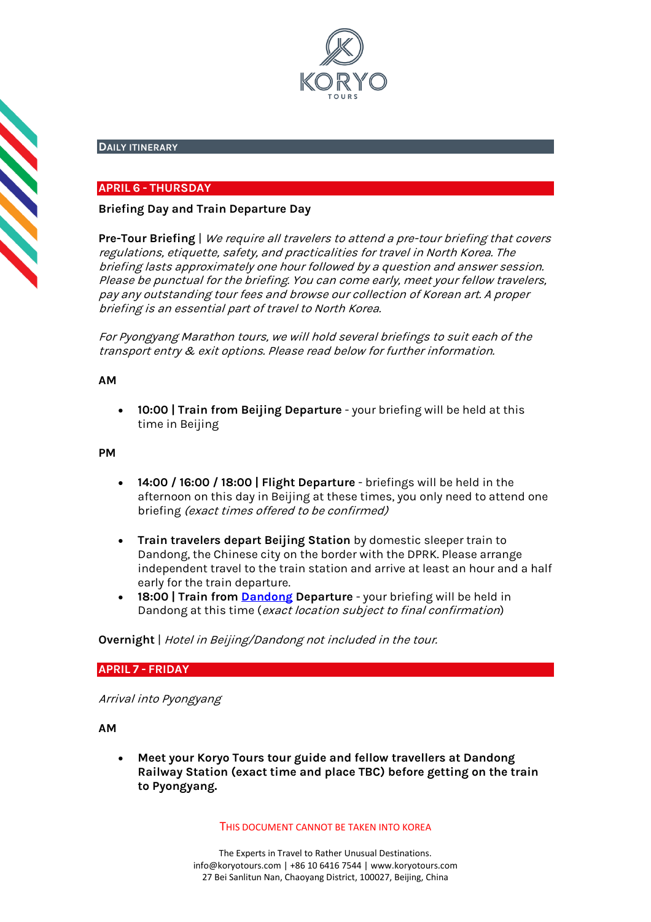## DAILY ITINERARY

### APRIL 6 - THURSDAY

**Briefing Day and Train Departure Day**

**Pre-Tour Briefing** | *We require all travelers to attend a pre-tour briefing that covers regulations, etiquette, safety, and practicalities for travel in North Korea. The briefing lasts approximately one hour followed by a question and answer session. Please be punctual for the briefing. You can come early, meet your fellow travelers, pay any outstanding tour fees and browse our collection of Korean art. A proper briefing is an essential part of travel to North Korea.*

*For Pyongyang Marathon tours, we will hold several briefings to suit each of the transport entry & exit options. Please read below for further information.*

**AM**

- **10:00 | Train from Beijing Departure** - your briefing will be held at this time in Beijing

**PM**

- **14:00 / 16:00 / 18:00 | Flight Departure** - briefings will be held in the afternoon on this day in Beijing at these times, you only need to attend one briefing *(exact times offered to be confirmed)*

- **Train travelers depart Beijing Station** by domestic sleeper train to Dandong, the Chinese city on the border with the DPRK. Please arrange independent travel to the train station and arrive at least an hour and a half early for the train departure.
- **18:00 | Train from Dandong Departure** - your briefing will be held in Dandong at this time (*exact location subject to final confirmation*)

**Overnight** | *Hotel in Beijing/Dandong not included in the tour.*

### APRIL 7 - FRIDAY

*Arrival into Pyongyang*

**AM**

- **Meet your Koryo Tours tour guide and fellow travellers at Dandong Railway Station (exact time and place TBC) before getting on the train to Pyongyang.**

THIS DOCUMENT CANNOT BE TAKEN INTO KOREA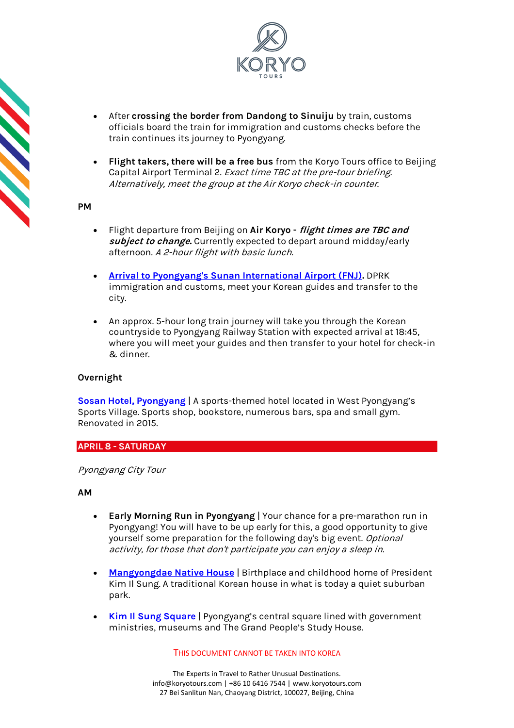- After **crossing the border from Dandong to Sinuiju** by train, customs officials board the train for immigration and customs checks before the train continues its journey to Pyongyang.

- **Flight takers, there will be a free bus** from the Koryo Tours office to Beijing Capital Airport Terminal 2. *Exact time TBC at the pre-tour briefing. Alternatively, meet the group at the Air Koryo check-in counter.*

**PM**

- Flight departure from Beijing on **Air Koryo -** ***flight times are TBC and subject to change.*** Currently expected to depart around midday/early afternoon. *A 2-hour flight with basic lunch.*

- **Arrival to Pyongyang's Sunan International Airport (FNJ).** DPRK immigration and customs, meet your Korean guides and transfer to the city.

- An approx. 5-hour long train journey will take you through the Korean countryside to Pyongyang Railway Station with expected arrival at 18:45, where you will meet your guides and then transfer to your hotel for check-in & dinner.

**Overnight**

Sosan Hotel, Pyongyang | A sports-themed hotel located in West Pyongyang's Sports Village. Sports shop, bookstore, numerous bars, spa and small gym. Renovated in 2015.

## APRIL 8 - SATURDAY

*Pyongyang City Tour*

**AM**

- **Early Morning Run in Pyongyang** | Your chance for a pre-marathon run in Pyongyang! You will have to be up early for this, a good opportunity to give yourself some preparation for the following day's big event. *Optional activity, for those that don't participate you can enjoy a sleep in.*

- **Mangyongdae Native House** | Birthplace and childhood home of President Kim Il Sung. A traditional Korean house in what is today a quiet suburban park.

- **Kim Il Sung Square** | Pyongyang's central square lined with government ministries, museums and The Grand People's Study House.

THIS DOCUMENT CANNOT BE TAKEN INTO KOREA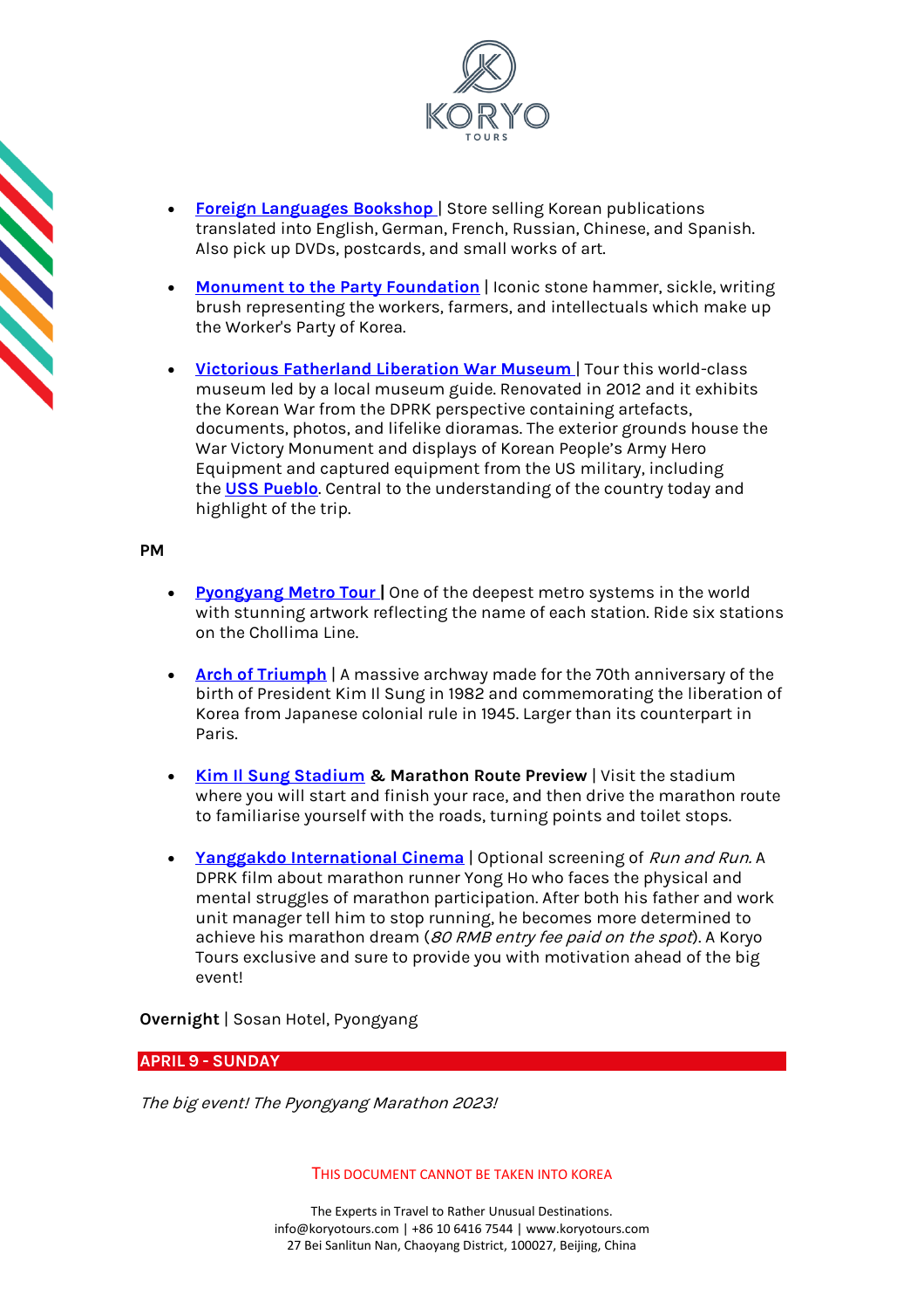- **Foreign Languages Bookshop** | Store selling Korean publications translated into English, German, French, Russian, Chinese, and Spanish. Also pick up DVDs, postcards, and small works of art.

- **Monument to the Party Foundation** | Iconic stone hammer, sickle, writing brush representing the workers, farmers, and intellectuals which make up the Worker's Party of Korea.

- **Victorious Fatherland Liberation War Museum** | Tour this world-class museum led by a local museum guide. Renovated in 2012 and it exhibits the Korean War from the DPRK perspective containing artefacts, documents, photos, and lifelike dioramas. The exterior grounds house the War Victory Monument and displays of Korean People's Army Hero Equipment and captured equipment from the US military, including the **USS Pueblo**. Central to the understanding of the country today and highlight of the trip.

**PM**

- **Pyongyang Metro Tour** | One of the deepest metro systems in the world with stunning artwork reflecting the name of each station. Ride six stations on the Chollima Line.

- **Arch of Triumph** | A massive archway made for the 70th anniversary of the birth of President Kim Il Sung in 1982 and commemorating the liberation of Korea from Japanese colonial rule in 1945. Larger than its counterpart in Paris.

- **Kim Il Sung Stadium & Marathon Route Preview** | Visit the stadium where you will start and finish your race, and then drive the marathon route to familiarise yourself with the roads, turning points and toilet stops.

- **Yanggakdo International Cinema** | Optional screening of *Run and Run.* A DPRK film about marathon runner Yong Ho who faces the physical and mental struggles of marathon participation. After both his father and work unit manager tell him to stop running, he becomes more determined to achieve his marathon dream (*80 RMB entry fee paid on the spot*). A Koryo Tours exclusive and sure to provide you with motivation ahead of the big event!

**Overnight** | Sosan Hotel, Pyongyang

## APRIL 9 - SUNDAY

*The big event! The Pyongyang Marathon 2023!*

THIS DOCUMENT CANNOT BE TAKEN INTO KOREA

The Experts in Travel to Rather Unusual Destinations.
info@koryotours.com | +86 10 6416 7544 | www.koryotours.com
27 Bei Sanlitun Nan, Chaoyang District, 100027, Beijing, China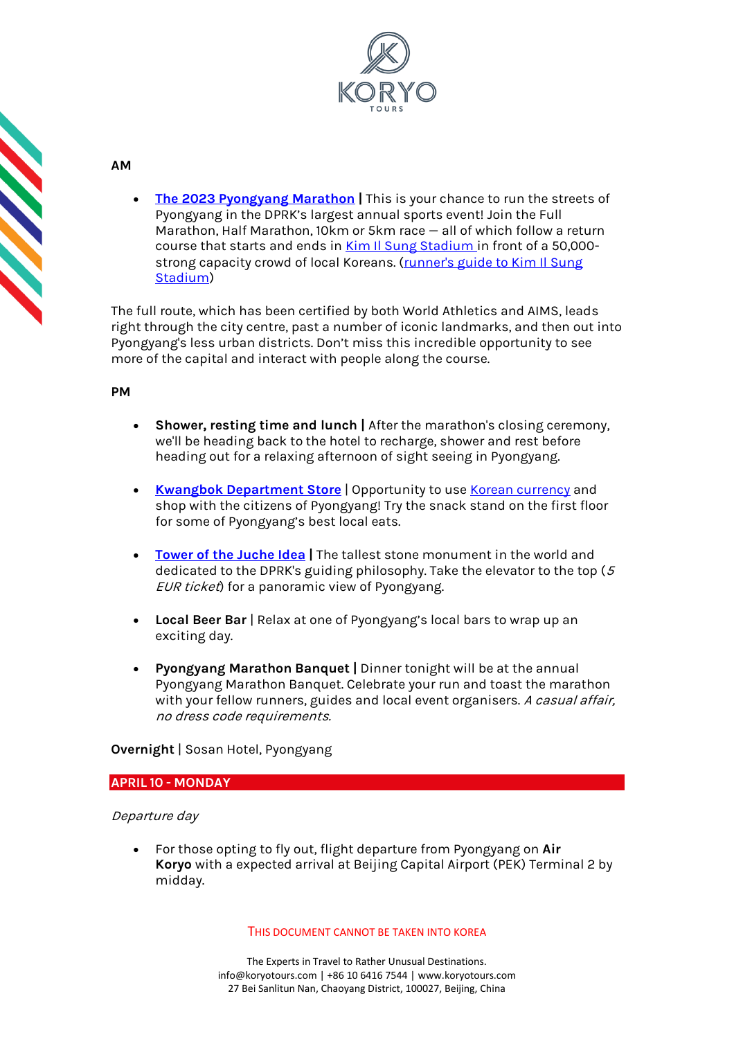**AM**

- **The 2023 Pyongyang Marathon |** This is your chance to run the streets of Pyongyang in the DPRK's largest annual sports event! Join the Full Marathon, Half Marathon, 10km or 5km race — all of which follow a return course that starts and ends in Kim Il Sung Stadium in front of a 50,000-strong capacity crowd of local Koreans. (runner's guide to Kim Il Sung Stadium)

The full route, which has been certified by both World Athletics and AIMS, leads right through the city centre, past a number of iconic landmarks, and then out into Pyongyang's less urban districts. Don't miss this incredible opportunity to see more of the capital and interact with people along the course.

**PM**

- **Shower, resting time and lunch |** After the marathon's closing ceremony, we'll be heading back to the hotel to recharge, shower and rest before heading out for a relaxing afternoon of sight seeing in Pyongyang.
- **Kwangbok Department Store** | Opportunity to use Korean currency and shop with the citizens of Pyongyang! Try the snack stand on the first floor for some of Pyongyang's best local eats.
- **Tower of the Juche Idea |** The tallest stone monument in the world and dedicated to the DPRK's guiding philosophy. Take the elevator to the top (*5 EUR ticket*) for a panoramic view of Pyongyang.
- **Local Beer Bar** | Relax at one of Pyongyang's local bars to wrap up an exciting day.
- **Pyongyang Marathon Banquet |** Dinner tonight will be at the annual Pyongyang Marathon Banquet. Celebrate your run and toast the marathon with your fellow runners, guides and local event organisers. *A casual affair, no dress code requirements.*

**Overnight** | Sosan Hotel, Pyongyang

## APRIL 10 - MONDAY

*Departure day*

- For those opting to fly out, flight departure from Pyongyang on **Air Koryo** with a expected arrival at Beijing Capital Airport (PEK) Terminal 2 by midday.

THIS DOCUMENT CANNOT BE TAKEN INTO KOREA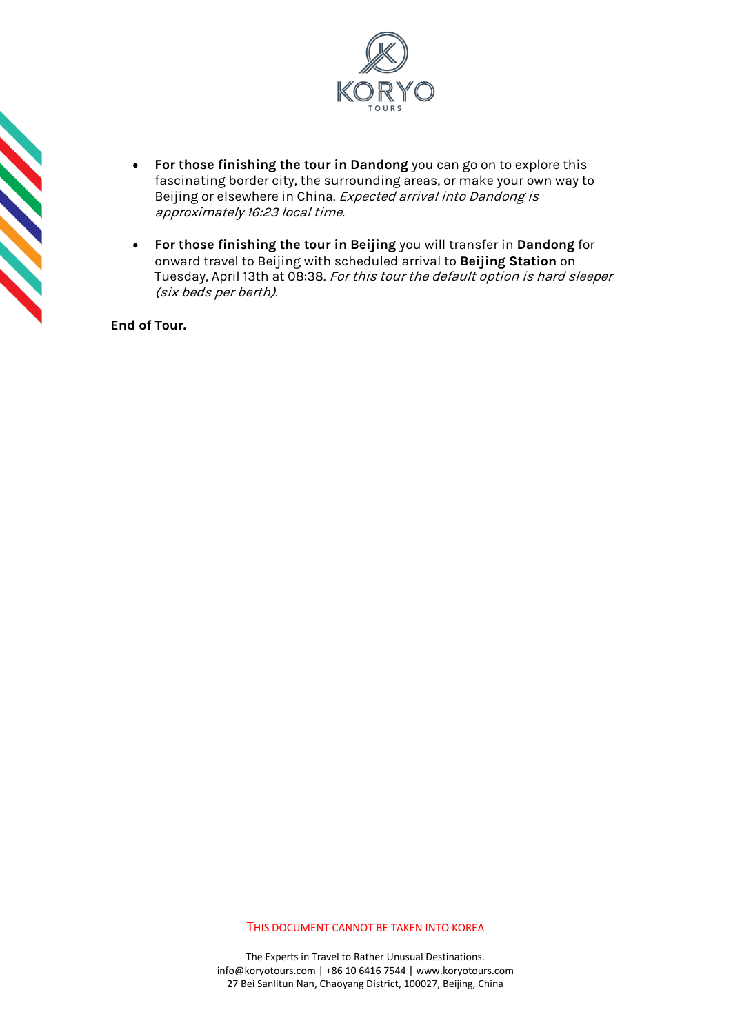- **For those finishing the tour in Dandong** you can go on to explore this fascinating border city, the surrounding areas, or make your own way to Beijing or elsewhere in China. *Expected arrival into Dandong is approximately 16:23 local time.*

- **For those finishing the tour in Beijing** you will transfer in **Dandong** for onward travel to Beijing with scheduled arrival to **Beijing Station** on Tuesday, April 13th at 08:38. *For this tour the default option is hard sleeper (six beds per berth).*

**End of Tour.**